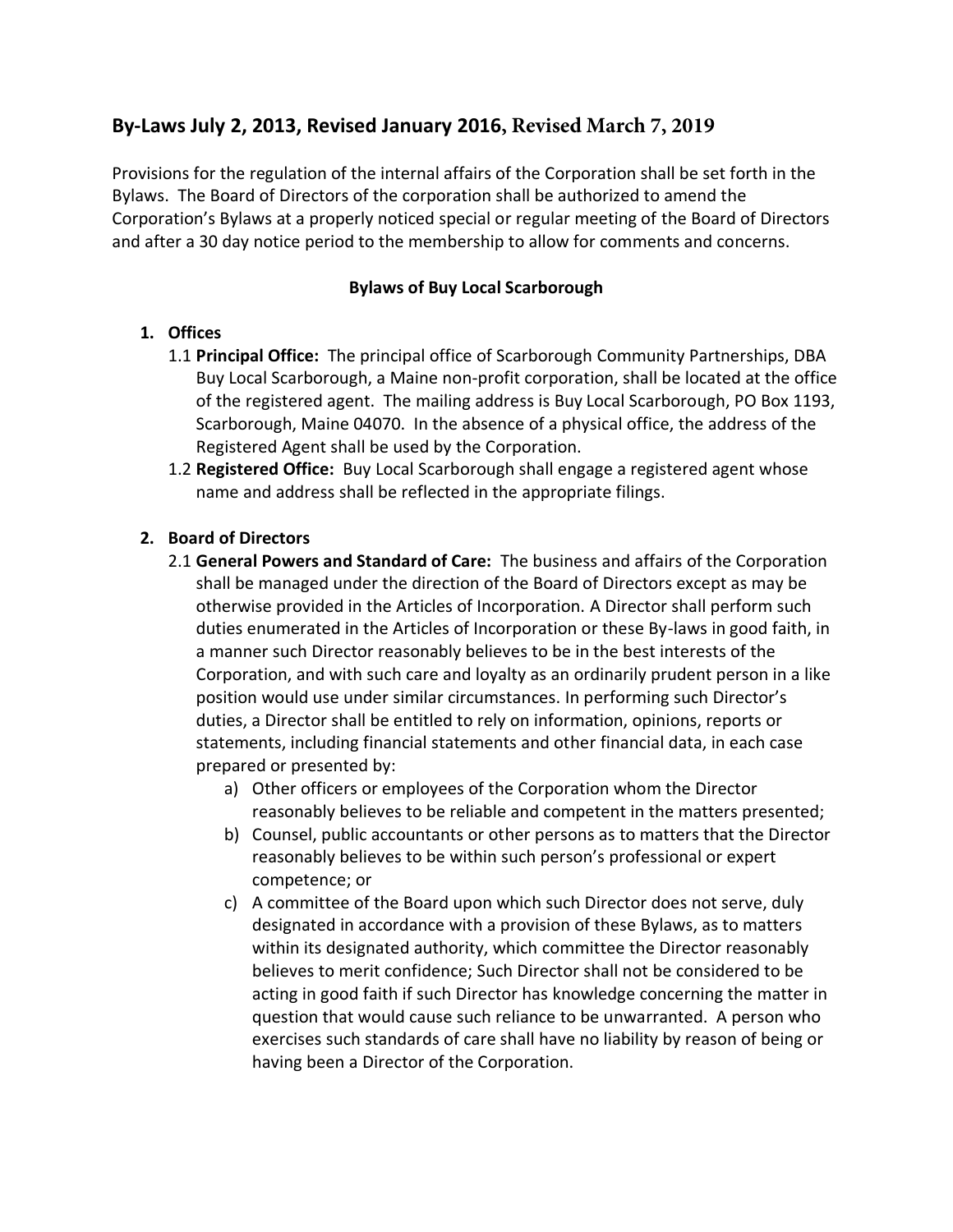## By-Laws July 2, 2013, Revised January 2016, Revised March 7, 2019

Provisions for the regulation of the internal affairs of the Corporation shall be set forth in the Bylaws. The Board of Directors of the corporation shall be authorized to amend the Corporation's Bylaws at a properly noticed special or regular meeting of the Board of Directors and after a 30 day notice period to the membership to allow for comments and concerns.

**Bylaws of Buy Local Scarborough**

1. **Offices**
   1.1 **Principal Office:** The principal office of Scarborough Community Partnerships, DBA Buy Local Scarborough, a Maine non-profit corporation, shall be located at the office of the registered agent. The mailing address is Buy Local Scarborough, PO Box 1193, Scarborough, Maine 04070. In the absence of a physical office, the address of the Registered Agent shall be used by the Corporation.
   1.2 **Registered Office:** Buy Local Scarborough shall engage a registered agent whose name and address shall be reflected in the appropriate filings.

2. **Board of Directors**
   2.1 **General Powers and Standard of Care:** The business and affairs of the Corporation shall be managed under the direction of the Board of Directors except as may be otherwise provided in the Articles of Incorporation. A Director shall perform such duties enumerated in the Articles of Incorporation or these By-laws in good faith, in a manner such Director reasonably believes to be in the best interests of the Corporation, and with such care and loyalty as an ordinarily prudent person in a like position would use under similar circumstances. In performing such Director's duties, a Director shall be entitled to rely on information, opinions, reports or statements, including financial statements and other financial data, in each case prepared or presented by:
      a) Other officers or employees of the Corporation whom the Director reasonably believes to be reliable and competent in the matters presented;
      b) Counsel, public accountants or other persons as to matters that the Director reasonably believes to be within such person's professional or expert competence; or
      c) A committee of the Board upon which such Director does not serve, duly designated in accordance with a provision of these Bylaws, as to matters within its designated authority, which committee the Director reasonably believes to merit confidence; Such Director shall not be considered to be acting in good faith if such Director has knowledge concerning the matter in question that would cause such reliance to be unwarranted. A person who exercises such standards of care shall have no liability by reason of being or having been a Director of the Corporation.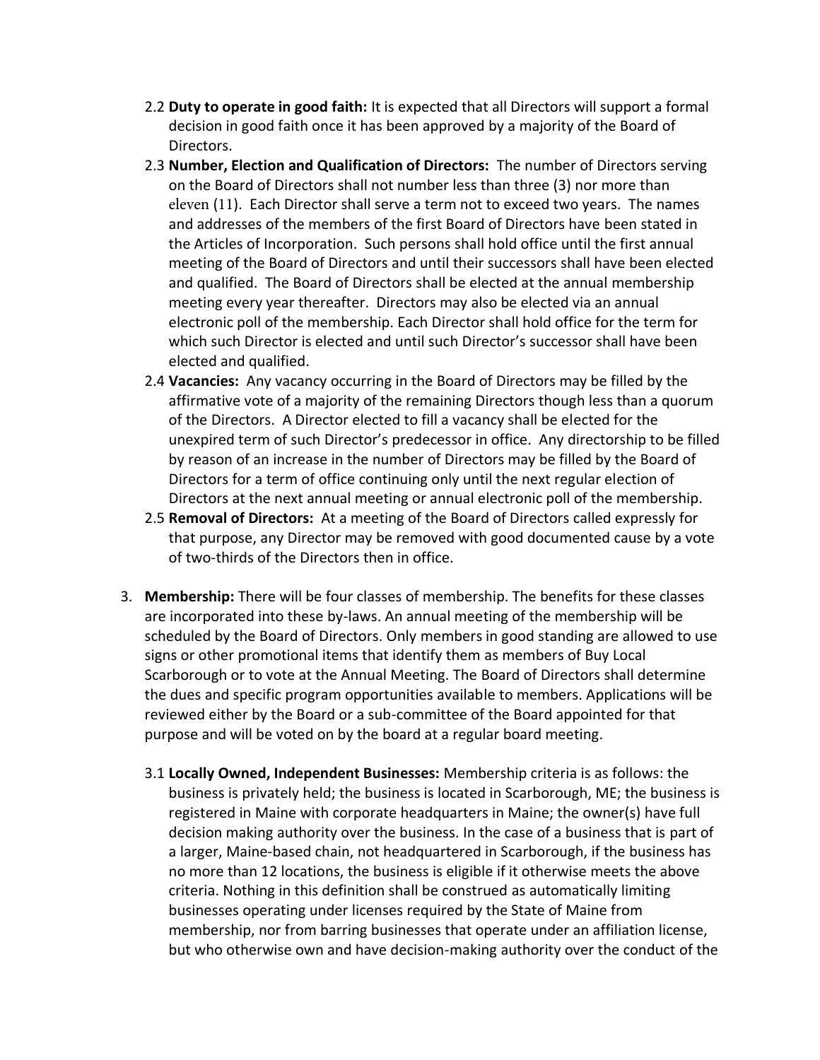2.2 **Duty to operate in good faith:** It is expected that all Directors will support a formal decision in good faith once it has been approved by a majority of the Board of Directors.

2.3 **Number, Election and Qualification of Directors:** The number of Directors serving on the Board of Directors shall not number less than three (3) nor more than eleven (11). Each Director shall serve a term not to exceed two years. The names and addresses of the members of the first Board of Directors have been stated in the Articles of Incorporation. Such persons shall hold office until the first annual meeting of the Board of Directors and until their successors shall have been elected and qualified. The Board of Directors shall be elected at the annual membership meeting every year thereafter. Directors may also be elected via an annual electronic poll of the membership. Each Director shall hold office for the term for which such Director is elected and until such Director's successor shall have been elected and qualified.

2.4 **Vacancies:** Any vacancy occurring in the Board of Directors may be filled by the affirmative vote of a majority of the remaining Directors though less than a quorum of the Directors. A Director elected to fill a vacancy shall be elected for the unexpired term of such Director's predecessor in office. Any directorship to be filled by reason of an increase in the number of Directors may be filled by the Board of Directors for a term of office continuing only until the next regular election of Directors at the next annual meeting or annual electronic poll of the membership.

2.5 **Removal of Directors:** At a meeting of the Board of Directors called expressly for that purpose, any Director may be removed with good documented cause by a vote of two-thirds of the Directors then in office.

3. **Membership:** There will be four classes of membership. The benefits for these classes are incorporated into these by-laws. An annual meeting of the membership will be scheduled by the Board of Directors. Only members in good standing are allowed to use signs or other promotional items that identify them as members of Buy Local Scarborough or to vote at the Annual Meeting. The Board of Directors shall determine the dues and specific program opportunities available to members. Applications will be reviewed either by the Board or a sub-committee of the Board appointed for that purpose and will be voted on by the board at a regular board meeting.

   3.1 **Locally Owned, Independent Businesses:** Membership criteria is as follows: the business is privately held; the business is located in Scarborough, ME; the business is registered in Maine with corporate headquarters in Maine; the owner(s) have full decision making authority over the business. In the case of a business that is part of a larger, Maine-based chain, not headquartered in Scarborough, if the business has no more than 12 locations, the business is eligible if it otherwise meets the above criteria. Nothing in this definition shall be construed as automatically limiting businesses operating under licenses required by the State of Maine from membership, nor from barring businesses that operate under an affiliation license, but who otherwise own and have decision-making authority over the conduct of the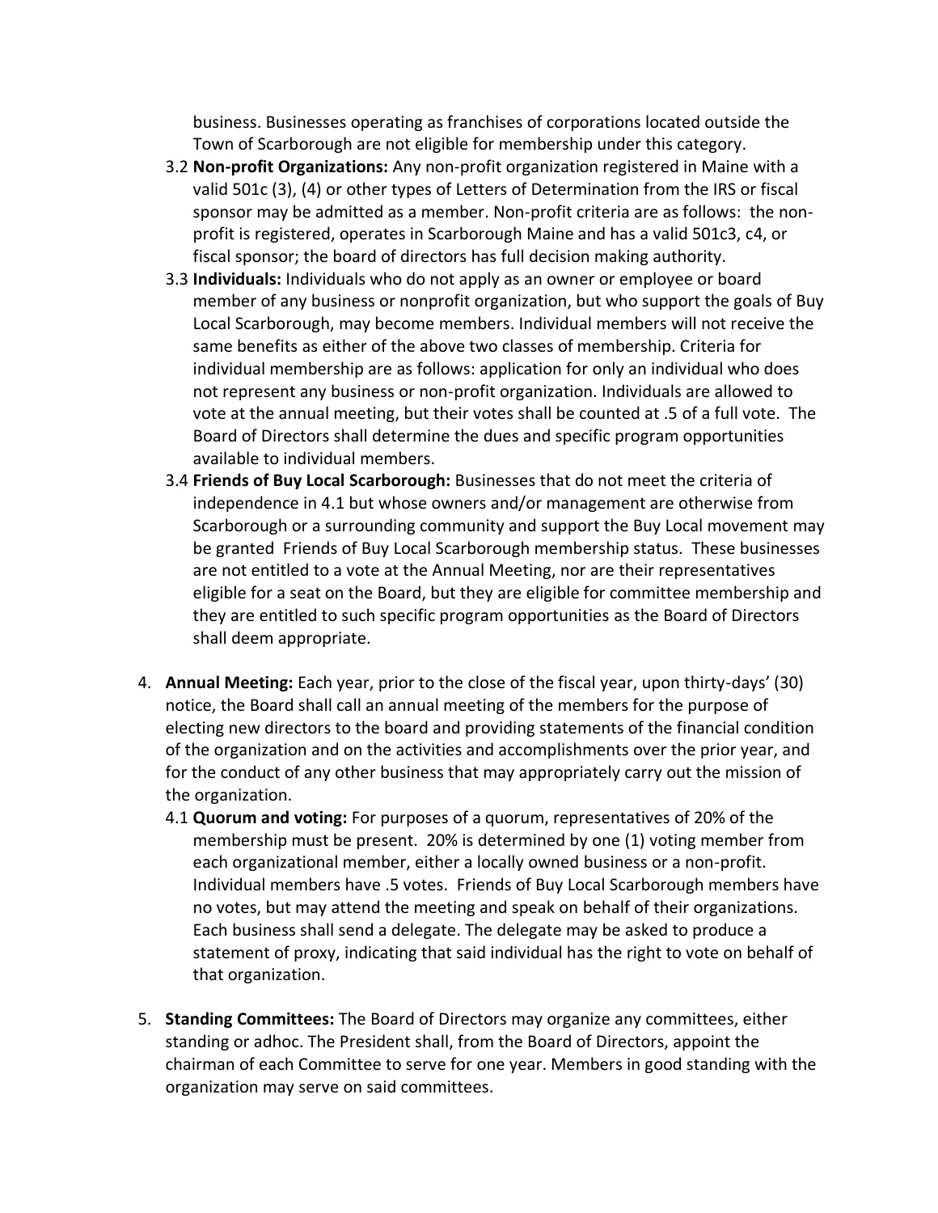business. Businesses operating as franchises of corporations located outside the Town of Scarborough are not eligible for membership under this category.

3.2 **Non-profit Organizations:** Any non-profit organization registered in Maine with a valid 501c (3), (4) or other types of Letters of Determination from the IRS or fiscal sponsor may be admitted as a member. Non-profit criteria are as follows: the non-profit is registered, operates in Scarborough Maine and has a valid 501c3, c4, or fiscal sponsor; the board of directors has full decision making authority.

3.3 **Individuals:** Individuals who do not apply as an owner or employee or board member of any business or nonprofit organization, but who support the goals of Buy Local Scarborough, may become members. Individual members will not receive the same benefits as either of the above two classes of membership. Criteria for individual membership are as follows: application for only an individual who does not represent any business or non-profit organization. Individuals are allowed to vote at the annual meeting, but their votes shall be counted at .5 of a full vote. The Board of Directors shall determine the dues and specific program opportunities available to individual members.

3.4 **Friends of Buy Local Scarborough:** Businesses that do not meet the criteria of independence in 4.1 but whose owners and/or management are otherwise from Scarborough or a surrounding community and support the Buy Local movement may be granted Friends of Buy Local Scarborough membership status. These businesses are not entitled to a vote at the Annual Meeting, nor are their representatives eligible for a seat on the Board, but they are eligible for committee membership and they are entitled to such specific program opportunities as the Board of Directors shall deem appropriate.

4. **Annual Meeting:** Each year, prior to the close of the fiscal year, upon thirty-days' (30) notice, the Board shall call an annual meeting of the members for the purpose of electing new directors to the board and providing statements of the financial condition of the organization and on the activities and accomplishments over the prior year, and for the conduct of any other business that may appropriately carry out the mission of the organization.

   4.1 **Quorum and voting:** For purposes of a quorum, representatives of 20% of the membership must be present. 20% is determined by one (1) voting member from each organizational member, either a locally owned business or a non-profit. Individual members have .5 votes. Friends of Buy Local Scarborough members have no votes, but may attend the meeting and speak on behalf of their organizations. Each business shall send a delegate. The delegate may be asked to produce a statement of proxy, indicating that said individual has the right to vote on behalf of that organization.

5. **Standing Committees:** The Board of Directors may organize any committees, either standing or adhoc. The President shall, from the Board of Directors, appoint the chairman of each Committee to serve for one year. Members in good standing with the organization may serve on said committees.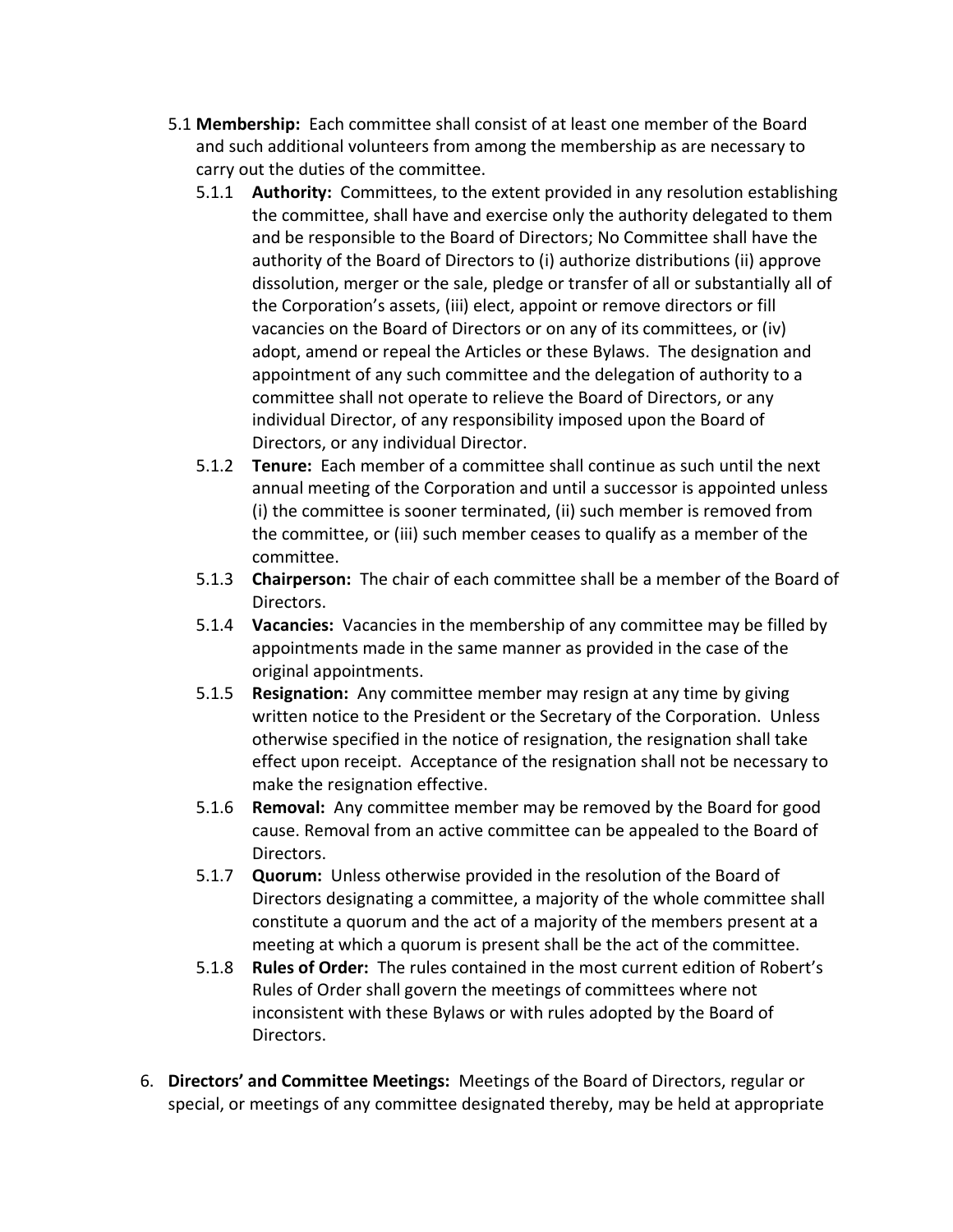5.1 **Membership:** Each committee shall consist of at least one member of the Board and such additional volunteers from among the membership as are necessary to carry out the duties of the committee.

- 5.1.1 **Authority:** Committees, to the extent provided in any resolution establishing the committee, shall have and exercise only the authority delegated to them and be responsible to the Board of Directors; No Committee shall have the authority of the Board of Directors to (i) authorize distributions (ii) approve dissolution, merger or the sale, pledge or transfer of all or substantially all of the Corporation's assets, (iii) elect, appoint or remove directors or fill vacancies on the Board of Directors or on any of its committees, or (iv) adopt, amend or repeal the Articles or these Bylaws. The designation and appointment of any such committee and the delegation of authority to a committee shall not operate to relieve the Board of Directors, or any individual Director, of any responsibility imposed upon the Board of Directors, or any individual Director.
- 5.1.2 **Tenure:** Each member of a committee shall continue as such until the next annual meeting of the Corporation and until a successor is appointed unless (i) the committee is sooner terminated, (ii) such member is removed from the committee, or (iii) such member ceases to qualify as a member of the committee.
- 5.1.3 **Chairperson:** The chair of each committee shall be a member of the Board of Directors.
- 5.1.4 **Vacancies:** Vacancies in the membership of any committee may be filled by appointments made in the same manner as provided in the case of the original appointments.
- 5.1.5 **Resignation:** Any committee member may resign at any time by giving written notice to the President or the Secretary of the Corporation. Unless otherwise specified in the notice of resignation, the resignation shall take effect upon receipt. Acceptance of the resignation shall not be necessary to make the resignation effective.
- 5.1.6 **Removal:** Any committee member may be removed by the Board for good cause. Removal from an active committee can be appealed to the Board of Directors.
- 5.1.7 **Quorum:** Unless otherwise provided in the resolution of the Board of Directors designating a committee, a majority of the whole committee shall constitute a quorum and the act of a majority of the members present at a meeting at which a quorum is present shall be the act of the committee.
- 5.1.8 **Rules of Order:** The rules contained in the most current edition of Robert's Rules of Order shall govern the meetings of committees where not inconsistent with these Bylaws or with rules adopted by the Board of Directors.

6. **Directors' and Committee Meetings:** Meetings of the Board of Directors, regular or special, or meetings of any committee designated thereby, may be held at appropriate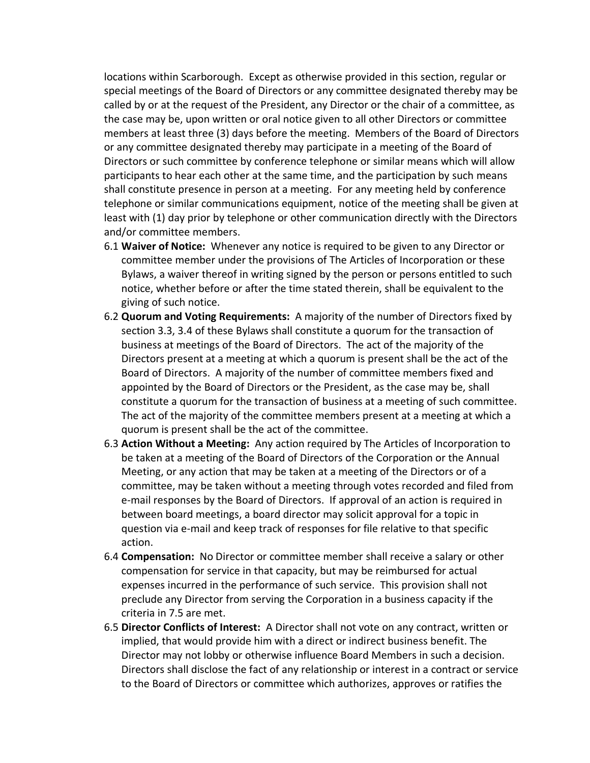locations within Scarborough. Except as otherwise provided in this section, regular or special meetings of the Board of Directors or any committee designated thereby may be called by or at the request of the President, any Director or the chair of a committee, as the case may be, upon written or oral notice given to all other Directors or committee members at least three (3) days before the meeting. Members of the Board of Directors or any committee designated thereby may participate in a meeting of the Board of Directors or such committee by conference telephone or similar means which will allow participants to hear each other at the same time, and the participation by such means shall constitute presence in person at a meeting. For any meeting held by conference telephone or similar communications equipment, notice of the meeting shall be given at least with (1) day prior by telephone or other communication directly with the Directors and/or committee members.

6.1 **Waiver of Notice:** Whenever any notice is required to be given to any Director or committee member under the provisions of The Articles of Incorporation or these Bylaws, a waiver thereof in writing signed by the person or persons entitled to such notice, whether before or after the time stated therein, shall be equivalent to the giving of such notice.

6.2 **Quorum and Voting Requirements:** A majority of the number of Directors fixed by section 3.3, 3.4 of these Bylaws shall constitute a quorum for the transaction of business at meetings of the Board of Directors. The act of the majority of the Directors present at a meeting at which a quorum is present shall be the act of the Board of Directors. A majority of the number of committee members fixed and appointed by the Board of Directors or the President, as the case may be, shall constitute a quorum for the transaction of business at a meeting of such committee. The act of the majority of the committee members present at a meeting at which a quorum is present shall be the act of the committee.

6.3 **Action Without a Meeting:** Any action required by The Articles of Incorporation to be taken at a meeting of the Board of Directors of the Corporation or the Annual Meeting, or any action that may be taken at a meeting of the Directors or of a committee, may be taken without a meeting through votes recorded and filed from e-mail responses by the Board of Directors. If approval of an action is required in between board meetings, a board director may solicit approval for a topic in question via e-mail and keep track of responses for file relative to that specific action.

6.4 **Compensation:** No Director or committee member shall receive a salary or other compensation for service in that capacity, but may be reimbursed for actual expenses incurred in the performance of such service. This provision shall not preclude any Director from serving the Corporation in a business capacity if the criteria in 7.5 are met.

6.5 **Director Conflicts of Interest:** A Director shall not vote on any contract, written or implied, that would provide him with a direct or indirect business benefit. The Director may not lobby or otherwise influence Board Members in such a decision. Directors shall disclose the fact of any relationship or interest in a contract or service to the Board of Directors or committee which authorizes, approves or ratifies the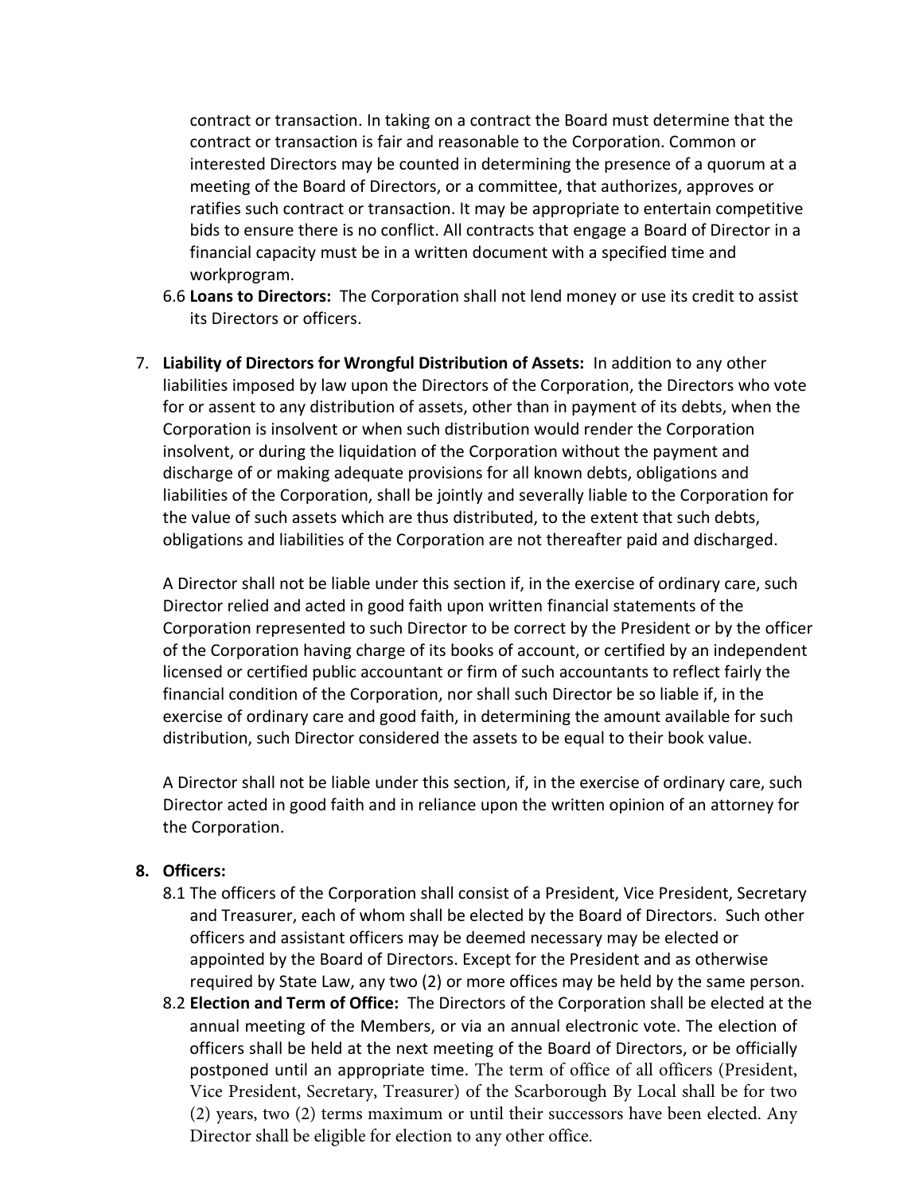contract or transaction. In taking on a contract the Board must determine that the contract or transaction is fair and reasonable to the Corporation. Common or interested Directors may be counted in determining the presence of a quorum at a meeting of the Board of Directors, or a committee, that authorizes, approves or ratifies such contract or transaction. It may be appropriate to entertain competitive bids to ensure there is no conflict. All contracts that engage a Board of Director in a financial capacity must be in a written document with a specified time and workprogram.

6.6 **Loans to Directors:** The Corporation shall not lend money or use its credit to assist its Directors or officers.

7. **Liability of Directors for Wrongful Distribution of Assets:** In addition to any other liabilities imposed by law upon the Directors of the Corporation, the Directors who vote for or assent to any distribution of assets, other than in payment of its debts, when the Corporation is insolvent or when such distribution would render the Corporation insolvent, or during the liquidation of the Corporation without the payment and discharge of or making adequate provisions for all known debts, obligations and liabilities of the Corporation, shall be jointly and severally liable to the Corporation for the value of such assets which are thus distributed, to the extent that such debts, obligations and liabilities of the Corporation are not thereafter paid and discharged.

   A Director shall not be liable under this section if, in the exercise of ordinary care, such Director relied and acted in good faith upon written financial statements of the Corporation represented to such Director to be correct by the President or by the officer of the Corporation having charge of its books of account, or certified by an independent licensed or certified public accountant or firm of such accountants to reflect fairly the financial condition of the Corporation, nor shall such Director be so liable if, in the exercise of ordinary care and good faith, in determining the amount available for such distribution, such Director considered the assets to be equal to their book value.

   A Director shall not be liable under this section, if, in the exercise of ordinary care, such Director acted in good faith and in reliance upon the written opinion of an attorney for the Corporation.

8. **Officers:**

8.1 The officers of the Corporation shall consist of a President, Vice President, Secretary and Treasurer, each of whom shall be elected by the Board of Directors. Such other officers and assistant officers may be deemed necessary may be elected or appointed by the Board of Directors. Except for the President and as otherwise required by State Law, any two (2) or more offices may be held by the same person.

8.2 **Election and Term of Office:** The Directors of the Corporation shall be elected at the annual meeting of the Members, or via an annual electronic vote. The election of officers shall be held at the next meeting of the Board of Directors, or be officially postponed until an appropriate time. The term of office of all officers (President, Vice President, Secretary, Treasurer) of the Scarborough By Local shall be for two (2) years, two (2) terms maximum or until their successors have been elected. Any Director shall be eligible for election to any other office.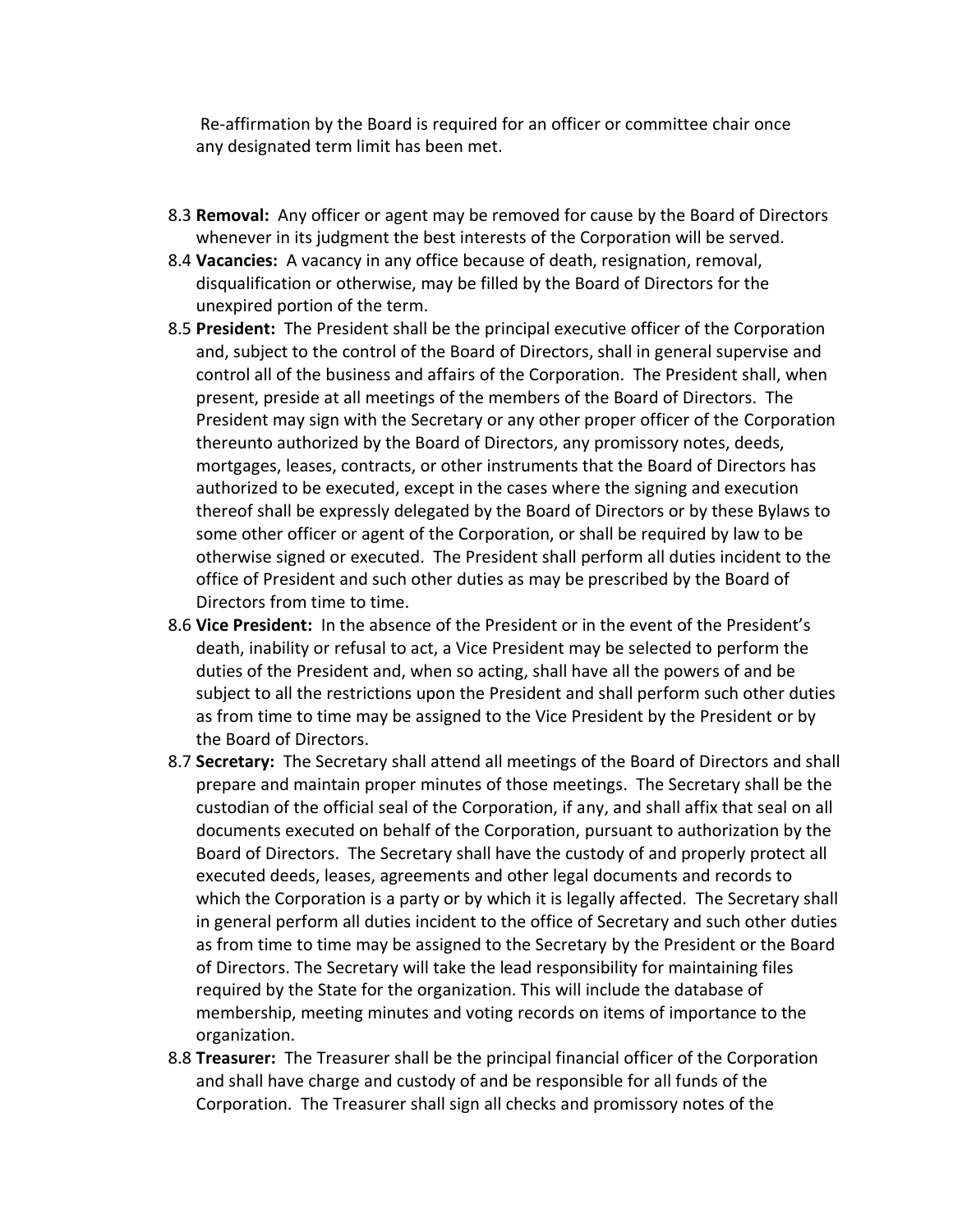Re-affirmation by the Board is required for an officer or committee chair once any designated term limit has been met.

8.3 **Removal:** Any officer or agent may be removed for cause by the Board of Directors whenever in its judgment the best interests of the Corporation will be served.

8.4 **Vacancies:** A vacancy in any office because of death, resignation, removal, disqualification or otherwise, may be filled by the Board of Directors for the unexpired portion of the term.

8.5 **President:** The President shall be the principal executive officer of the Corporation and, subject to the control of the Board of Directors, shall in general supervise and control all of the business and affairs of the Corporation. The President shall, when present, preside at all meetings of the members of the Board of Directors. The President may sign with the Secretary or any other proper officer of the Corporation thereunto authorized by the Board of Directors, any promissory notes, deeds, mortgages, leases, contracts, or other instruments that the Board of Directors has authorized to be executed, except in the cases where the signing and execution thereof shall be expressly delegated by the Board of Directors or by these Bylaws to some other officer or agent of the Corporation, or shall be required by law to be otherwise signed or executed. The President shall perform all duties incident to the office of President and such other duties as may be prescribed by the Board of Directors from time to time.

8.6 **Vice President:** In the absence of the President or in the event of the President's death, inability or refusal to act, a Vice President may be selected to perform the duties of the President and, when so acting, shall have all the powers of and be subject to all the restrictions upon the President and shall perform such other duties as from time to time may be assigned to the Vice President by the President or by the Board of Directors.

8.7 **Secretary:** The Secretary shall attend all meetings of the Board of Directors and shall prepare and maintain proper minutes of those meetings. The Secretary shall be the custodian of the official seal of the Corporation, if any, and shall affix that seal on all documents executed on behalf of the Corporation, pursuant to authorization by the Board of Directors. The Secretary shall have the custody of and properly protect all executed deeds, leases, agreements and other legal documents and records to which the Corporation is a party or by which it is legally affected. The Secretary shall in general perform all duties incident to the office of Secretary and such other duties as from time to time may be assigned to the Secretary by the President or the Board of Directors. The Secretary will take the lead responsibility for maintaining files required by the State for the organization. This will include the database of membership, meeting minutes and voting records on items of importance to the organization.

8.8 **Treasurer:** The Treasurer shall be the principal financial officer of the Corporation and shall have charge and custody of and be responsible for all funds of the Corporation. The Treasurer shall sign all checks and promissory notes of the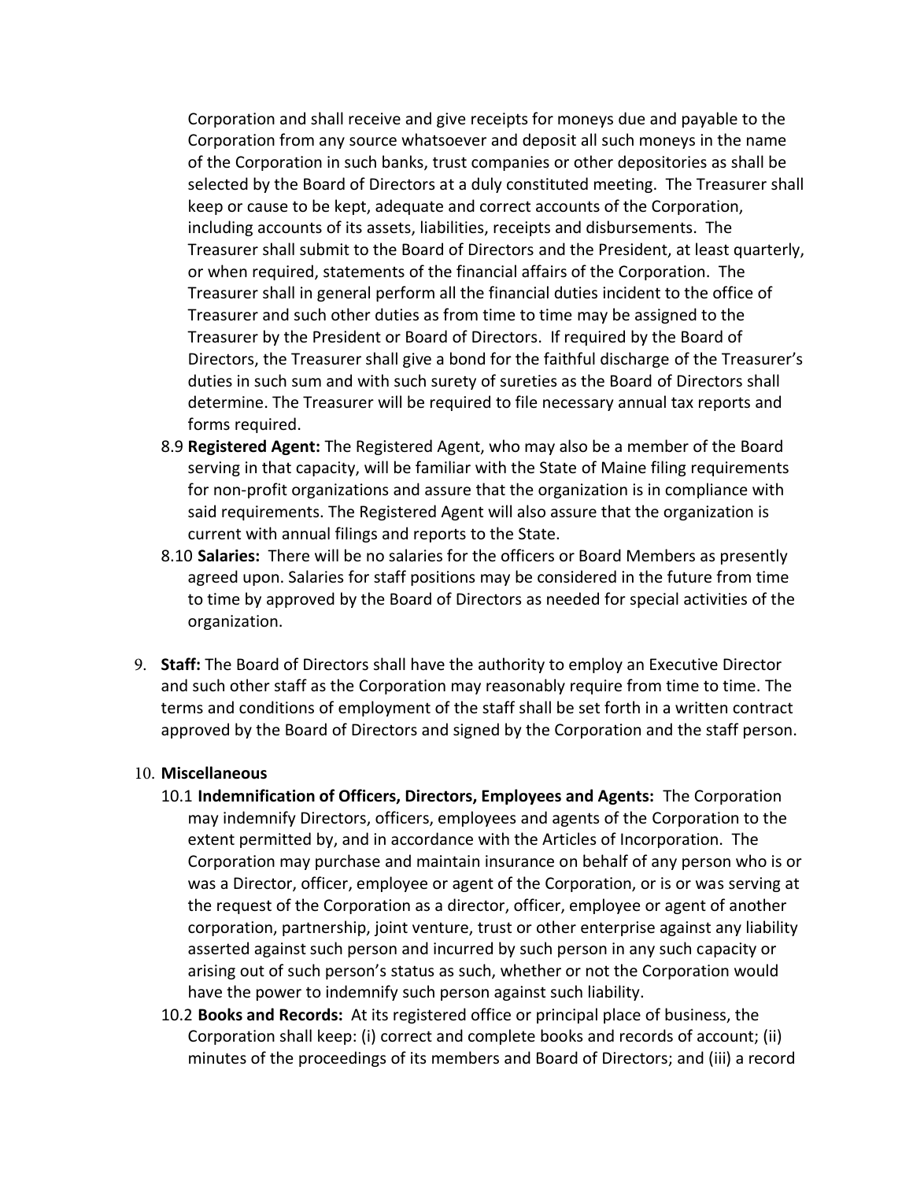Corporation and shall receive and give receipts for moneys due and payable to the Corporation from any source whatsoever and deposit all such moneys in the name of the Corporation in such banks, trust companies or other depositories as shall be selected by the Board of Directors at a duly constituted meeting. The Treasurer shall keep or cause to be kept, adequate and correct accounts of the Corporation, including accounts of its assets, liabilities, receipts and disbursements. The Treasurer shall submit to the Board of Directors and the President, at least quarterly, or when required, statements of the financial affairs of the Corporation. The Treasurer shall in general perform all the financial duties incident to the office of Treasurer and such other duties as from time to time may be assigned to the Treasurer by the President or Board of Directors. If required by the Board of Directors, the Treasurer shall give a bond for the faithful discharge of the Treasurer's duties in such sum and with such surety of sureties as the Board of Directors shall determine. The Treasurer will be required to file necessary annual tax reports and forms required.

8.9 **Registered Agent:** The Registered Agent, who may also be a member of the Board serving in that capacity, will be familiar with the State of Maine filing requirements for non-profit organizations and assure that the organization is in compliance with said requirements. The Registered Agent will also assure that the organization is current with annual filings and reports to the State.

8.10 **Salaries:** There will be no salaries for the officers or Board Members as presently agreed upon. Salaries for staff positions may be considered in the future from time to time by approved by the Board of Directors as needed for special activities of the organization.

9. **Staff:** The Board of Directors shall have the authority to employ an Executive Director and such other staff as the Corporation may reasonably require from time to time. The terms and conditions of employment of the staff shall be set forth in a written contract approved by the Board of Directors and signed by the Corporation and the staff person.

10. **Miscellaneous**

10.1 **Indemnification of Officers, Directors, Employees and Agents:** The Corporation may indemnify Directors, officers, employees and agents of the Corporation to the extent permitted by, and in accordance with the Articles of Incorporation. The Corporation may purchase and maintain insurance on behalf of any person who is or was a Director, officer, employee or agent of the Corporation, or is or was serving at the request of the Corporation as a director, officer, employee or agent of another corporation, partnership, joint venture, trust or other enterprise against any liability asserted against such person and incurred by such person in any such capacity or arising out of such person's status as such, whether or not the Corporation would have the power to indemnify such person against such liability.

10.2 **Books and Records:** At its registered office or principal place of business, the Corporation shall keep: (i) correct and complete books and records of account; (ii) minutes of the proceedings of its members and Board of Directors; and (iii) a record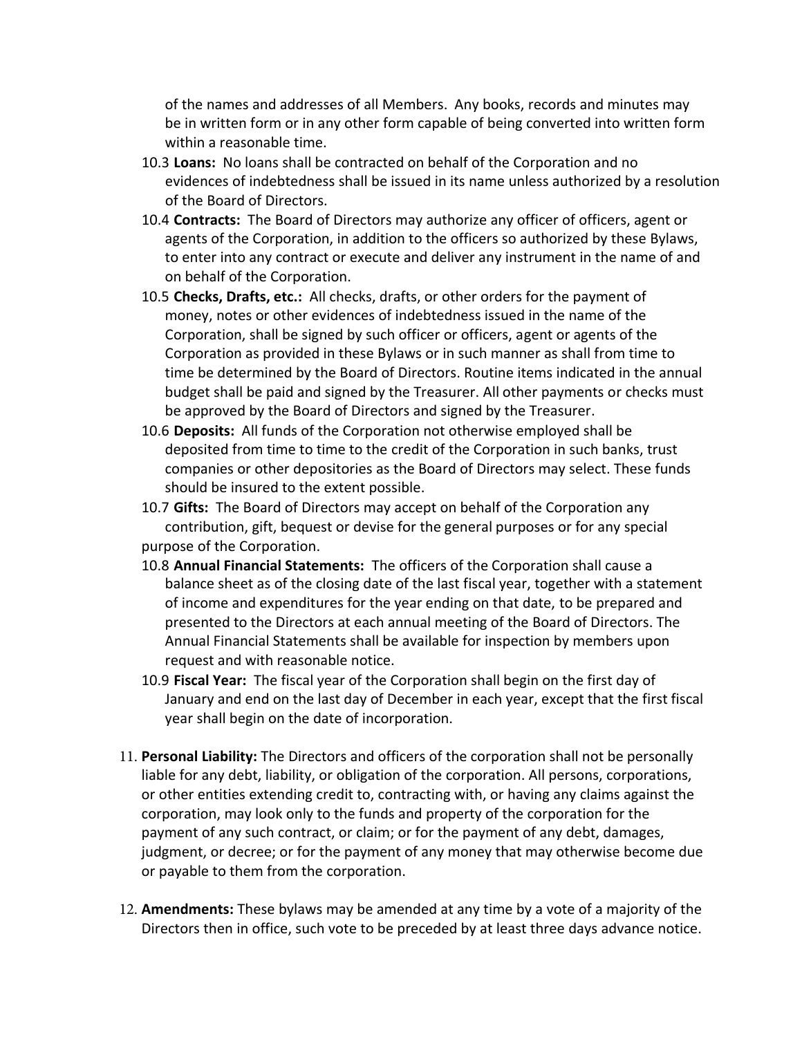of the names and addresses of all Members. Any books, records and minutes may be in written form or in any other form capable of being converted into written form within a reasonable time.

10.3 **Loans:** No loans shall be contracted on behalf of the Corporation and no evidences of indebtedness shall be issued in its name unless authorized by a resolution of the Board of Directors.

10.4 **Contracts:** The Board of Directors may authorize any officer of officers, agent or agents of the Corporation, in addition to the officers so authorized by these Bylaws, to enter into any contract or execute and deliver any instrument in the name of and on behalf of the Corporation.

10.5 **Checks, Drafts, etc.:** All checks, drafts, or other orders for the payment of money, notes or other evidences of indebtedness issued in the name of the Corporation, shall be signed by such officer or officers, agent or agents of the Corporation as provided in these Bylaws or in such manner as shall from time to time be determined by the Board of Directors. Routine items indicated in the annual budget shall be paid and signed by the Treasurer. All other payments or checks must be approved by the Board of Directors and signed by the Treasurer.

10.6 **Deposits:** All funds of the Corporation not otherwise employed shall be deposited from time to time to the credit of the Corporation in such banks, trust companies or other depositories as the Board of Directors may select. These funds should be insured to the extent possible.

10.7 **Gifts:** The Board of Directors may accept on behalf of the Corporation any contribution, gift, bequest or devise for the general purposes or for any special purpose of the Corporation.

10.8 **Annual Financial Statements:** The officers of the Corporation shall cause a balance sheet as of the closing date of the last fiscal year, together with a statement of income and expenditures for the year ending on that date, to be prepared and presented to the Directors at each annual meeting of the Board of Directors. The Annual Financial Statements shall be available for inspection by members upon request and with reasonable notice.

10.9 **Fiscal Year:** The fiscal year of the Corporation shall begin on the first day of January and end on the last day of December in each year, except that the first fiscal year shall begin on the date of incorporation.

11. **Personal Liability:** The Directors and officers of the corporation shall not be personally liable for any debt, liability, or obligation of the corporation. All persons, corporations, or other entities extending credit to, contracting with, or having any claims against the corporation, may look only to the funds and property of the corporation for the payment of any such contract, or claim; or for the payment of any debt, damages, judgment, or decree; or for the payment of any money that may otherwise become due or payable to them from the corporation.

12. **Amendments:** These bylaws may be amended at any time by a vote of a majority of the Directors then in office, such vote to be preceded by at least three days advance notice.